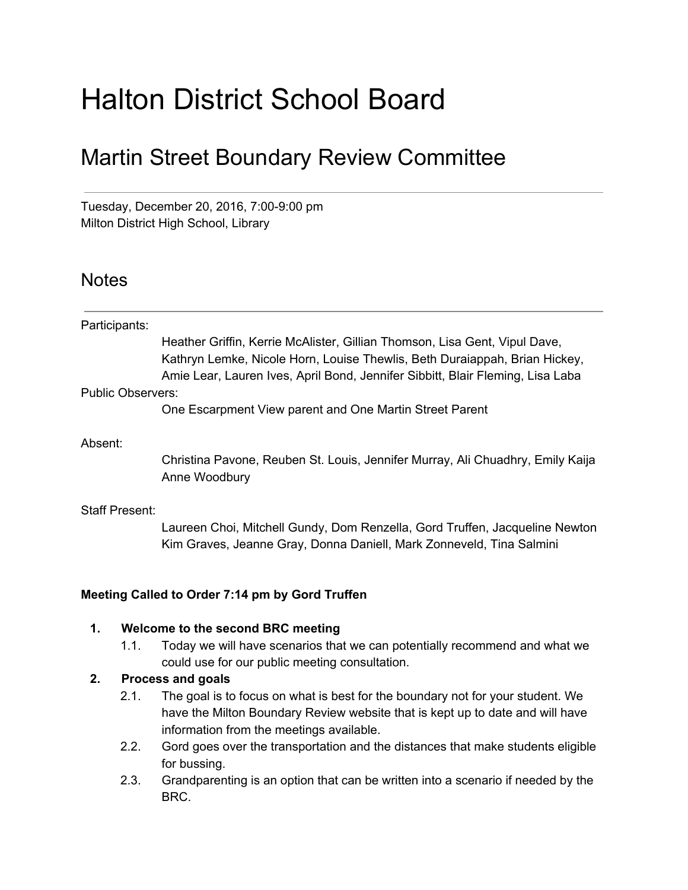# Halton District School Board

## Martin Street Boundary Review Committee

---

Tuesday, December 20, 2016, 7:00-9:00 pm
Milton District High School, Library

## Notes

---

Participants:
    Heather Griffin, Kerrie McAlister, Gillian Thomson, Lisa Gent, Vipul Dave, Kathryn Lemke, Nicole Horn, Louise Thewlis, Beth Duraiappah, Brian Hickey, Amie Lear, Lauren Ives, April Bond, Jennifer Sibbitt, Blair Fleming, Lisa Laba

Public Observers:
    One Escarpment View parent and One Martin Street Parent

Absent:
    Christina Pavone, Reuben St. Louis, Jennifer Murray, Ali Chuadhry, Emily Kaija Anne Woodbury

Staff Present:
    Laureen Choi, Mitchell Gundy, Dom Renzella, Gord Truffen, Jacqueline Newton Kim Graves, Jeanne Gray, Donna Daniell, Mark Zonneveld, Tina Salmini

**Meeting Called to Order 7:14 pm by Gord Truffen**

1. **Welcome to the second BRC meeting**
    1.1. Today we will have scenarios that we can potentially recommend and what we could use for our public meeting consultation.
2. **Process and goals**
    2.1. The goal is to focus on what is best for the boundary not for your student. We have the Milton Boundary Review website that is kept up to date and will have information from the meetings available.
    2.2. Gord goes over the transportation and the distances that make students eligible for bussing.
    2.3. Grandparenting is an option that can be written into a scenario if needed by the BRC.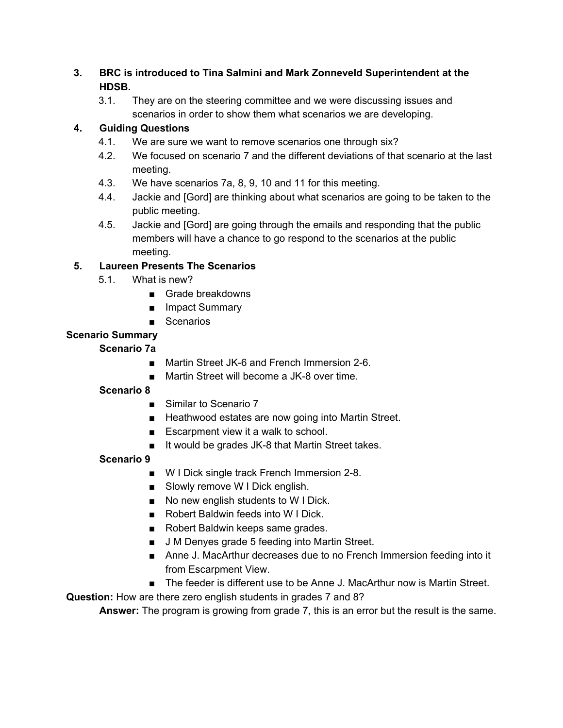3. **BRC is introduced to Tina Salmini and Mark Zonneveld Superintendent at the HDSB.**
    3.1. They are on the steering committee and we were discussing issues and scenarios in order to show them what scenarios we are developing.
4. **Guiding Questions**
    4.1. We are sure we want to remove scenarios one through six?
    4.2. We focused on scenario 7 and the different deviations of that scenario at the last meeting.
    4.3. We have scenarios 7a, 8, 9, 10 and 11 for this meeting.
    4.4. Jackie and [Gord] are thinking about what scenarios are going to be taken to the public meeting.
    4.5. Jackie and [Gord] are going through the emails and responding that the public members will have a chance to go respond to the scenarios at the public meeting.
5. **Laureen Presents The Scenarios**
    5.1. What is new?
        - Grade breakdowns
        - Impact Summary
        - Scenarios

**Scenario Summary**

**Scenario 7a**

- Martin Street JK-6 and French Immersion 2-6.
- Martin Street will become a JK-8 over time.

**Scenario 8**

- Similar to Scenario 7
- Heathwood estates are now going into Martin Street.
- Escarpment view it a walk to school.
- It would be grades JK-8 that Martin Street takes.

**Scenario 9**

- W I Dick single track French Immersion 2-8.
- Slowly remove W I Dick english.
- No new english students to W I Dick.
- Robert Baldwin feeds into W I Dick.
- Robert Baldwin keeps same grades.
- J M Denyes grade 5 feeding into Martin Street.
- Anne J. MacArthur decreases due to no French Immersion feeding into it from Escarpment View.
- The feeder is different use to be Anne J. MacArthur now is Martin Street.

**Question:** How are there zero english students in grades 7 and 8?

**Answer:** The program is growing from grade 7, this is an error but the result is the same.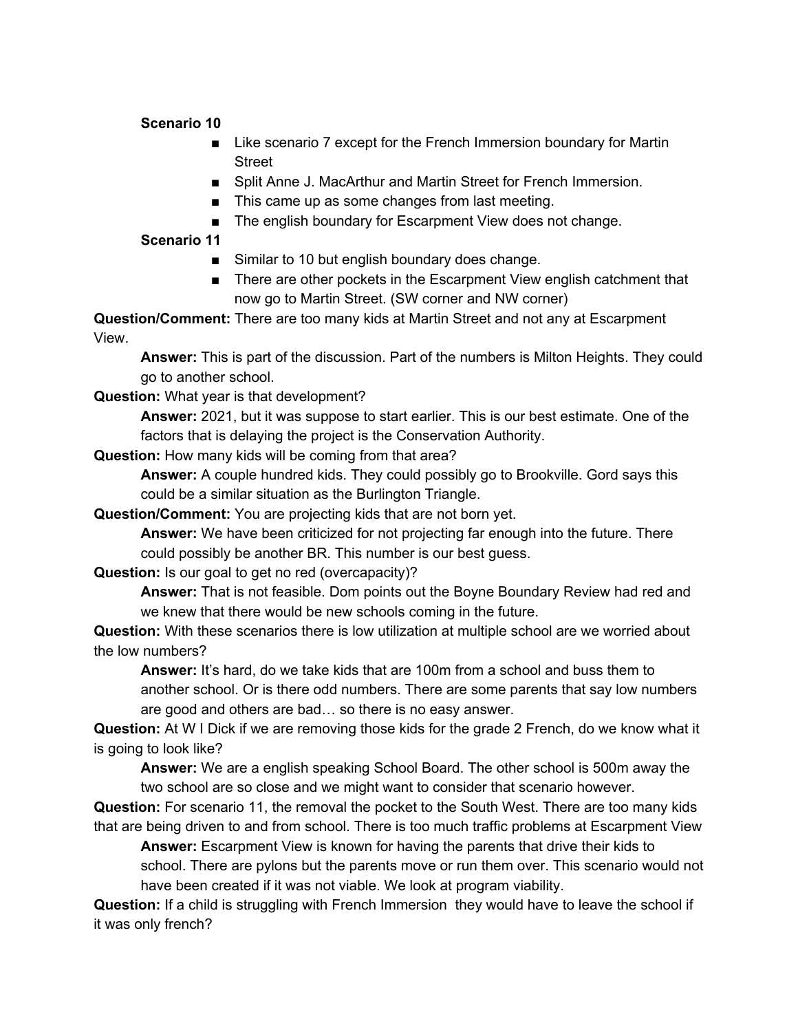**Scenario 10**

- Like scenario 7 except for the French Immersion boundary for Martin Street
- Split Anne J. MacArthur and Martin Street for French Immersion.
- This came up as some changes from last meeting.
- The english boundary for Escarpment View does not change.

**Scenario 11**

- Similar to 10 but english boundary does change.
- There are other pockets in the Escarpment View english catchment that now go to Martin Street. (SW corner and NW corner)

**Question/Comment:** There are too many kids at Martin Street and not any at Escarpment View.

> **Answer:** This is part of the discussion. Part of the numbers is Milton Heights. They could go to another school.

**Question:** What year is that development?

> **Answer:** 2021, but it was suppose to start earlier. This is our best estimate. One of the factors that is delaying the project is the Conservation Authority.

**Question:** How many kids will be coming from that area?

> **Answer:** A couple hundred kids. They could possibly go to Brookville. Gord says this could be a similar situation as the Burlington Triangle.

**Question/Comment:** You are projecting kids that are not born yet.

> **Answer:** We have been criticized for not projecting far enough into the future. There could possibly be another BR. This number is our best guess.

**Question:** Is our goal to get no red (overcapacity)?

> **Answer:** That is not feasible. Dom points out the Boyne Boundary Review had red and we knew that there would be new schools coming in the future.

**Question:** With these scenarios there is low utilization at multiple school are we worried about the low numbers?

> **Answer:** It's hard, do we take kids that are 100m from a school and buss them to another school. Or is there odd numbers. There are some parents that say low numbers are good and others are bad… so there is no easy answer.

**Question:** At W I Dick if we are removing those kids for the grade 2 French, do we know what it is going to look like?

> **Answer:** We are a english speaking School Board. The other school is 500m away the two school are so close and we might want to consider that scenario however.

**Question:** For scenario 11, the removal the pocket to the South West. There are too many kids that are being driven to and from school. There is too much traffic problems at Escarpment View

> **Answer:** Escarpment View is known for having the parents that drive their kids to school. There are pylons but the parents move or run them over. This scenario would not have been created if it was not viable. We look at program viability.

**Question:** If a child is struggling with French Immersion they would have to leave the school if it was only french?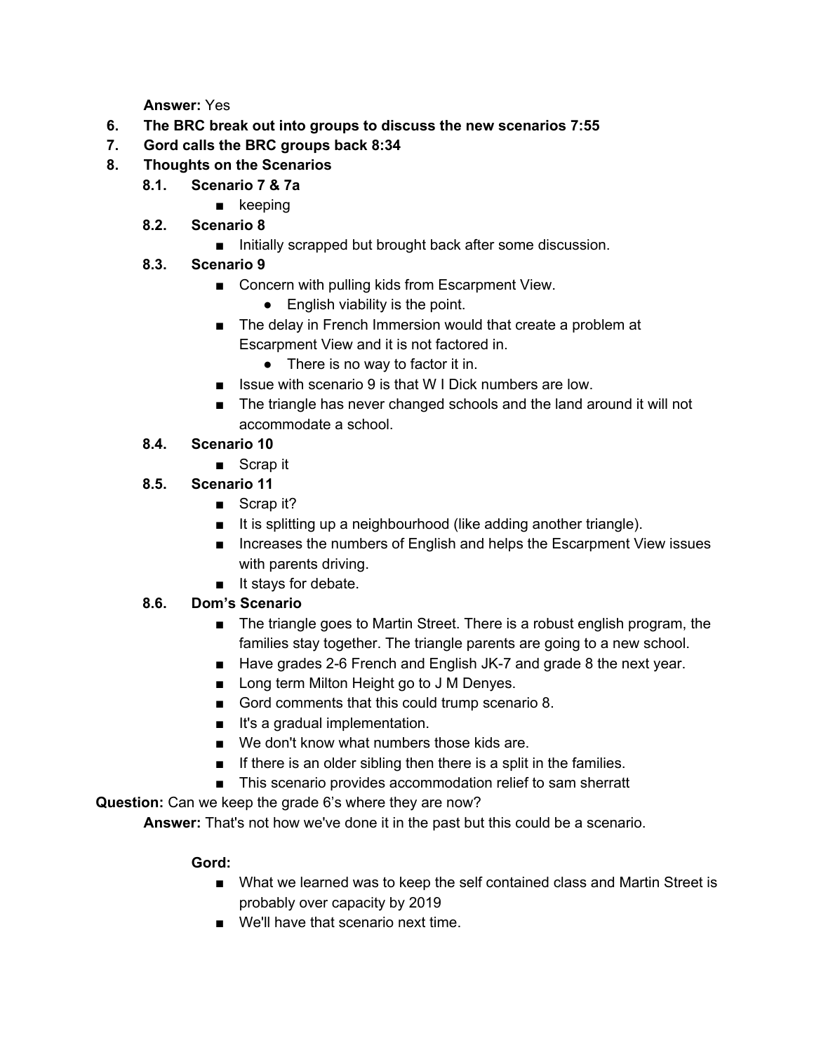**Answer:** Yes

6. **The BRC break out into groups to discuss the new scenarios 7:55**
7. **Gord calls the BRC groups back 8:34**
8. **Thoughts on the Scenarios**
   - **8.1. Scenario 7 & 7a**
     - keeping
   - **8.2. Scenario 8**
     - Initially scrapped but brought back after some discussion.
   - **8.3. Scenario 9**
     - Concern with pulling kids from Escarpment View.
       - English viability is the point.
     - The delay in French Immersion would that create a problem at Escarpment View and it is not factored in.
       - There is no way to factor it in.
     - Issue with scenario 9 is that W I Dick numbers are low.
     - The triangle has never changed schools and the land around it will not accommodate a school.
   - **8.4. Scenario 10**
     - Scrap it
   - **8.5. Scenario 11**
     - Scrap it?
     - It is splitting up a neighbourhood (like adding another triangle).
     - Increases the numbers of English and helps the Escarpment View issues with parents driving.
     - It stays for debate.
   - **8.6. Dom's Scenario**
     - The triangle goes to Martin Street. There is a robust english program, the families stay together. The triangle parents are going to a new school.
     - Have grades 2-6 French and English JK-7 and grade 8 the next year.
     - Long term Milton Height go to J M Denyes.
     - Gord comments that this could trump scenario 8.
     - It's a gradual implementation.
     - We don't know what numbers those kids are.
     - If there is an older sibling then there is a split in the families.
     - This scenario provides accommodation relief to sam sherratt

**Question:** Can we keep the grade 6's where they are now?

**Answer:** That's not how we've done it in the past but this could be a scenario.

**Gord:**

- What we learned was to keep the self contained class and Martin Street is probably over capacity by 2019
- We'll have that scenario next time.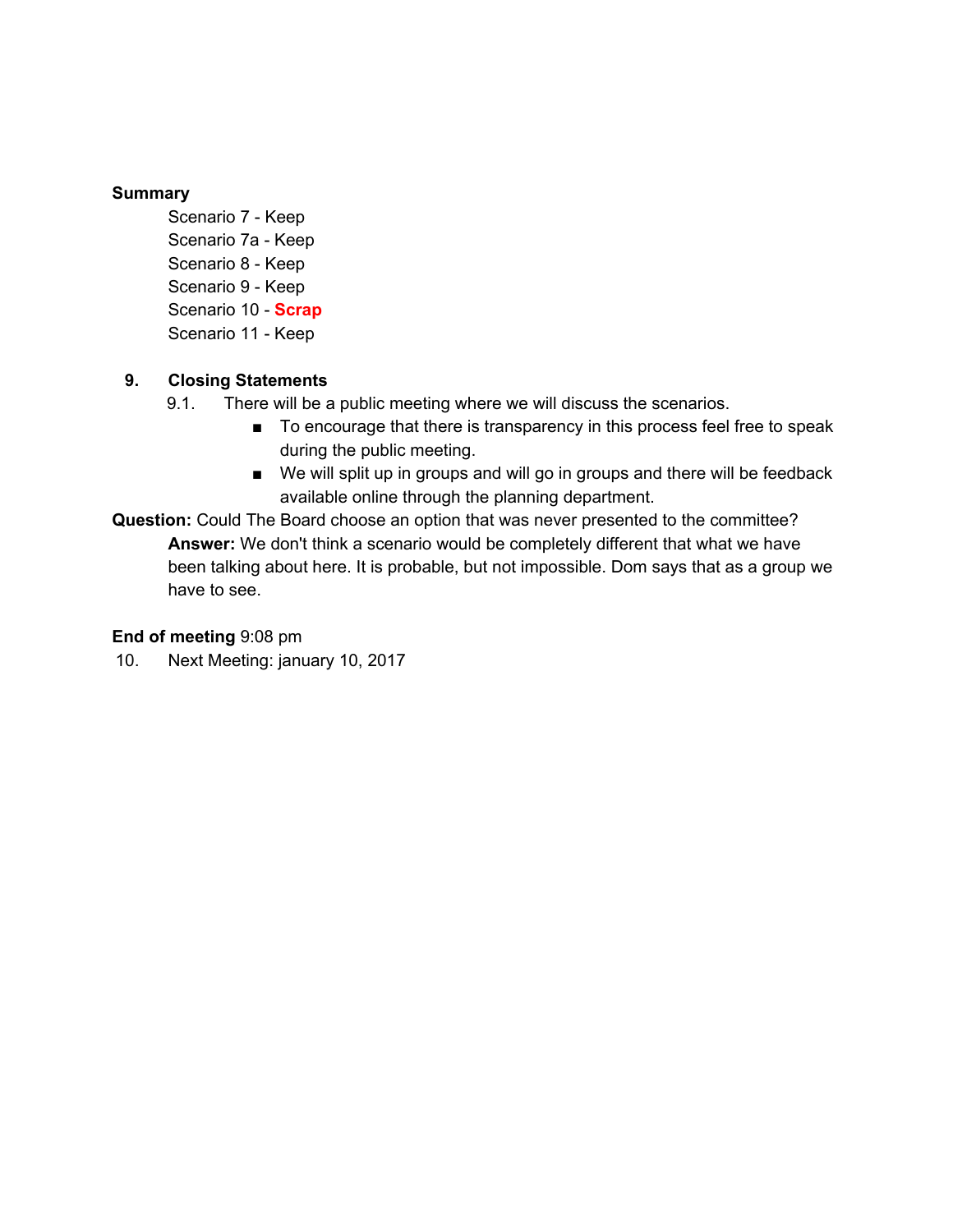**Summary**

Scenario 7 - Keep
Scenario 7a - Keep
Scenario 8 - Keep
Scenario 9 - Keep
Scenario 10 - **Scrap**
Scenario 11 - Keep

9. **Closing Statements**
   9.1. There will be a public meeting where we will discuss the scenarios.
      - To encourage that there is transparency in this process feel free to speak during the public meeting.
      - We will split up in groups and will go in groups and there will be feedback available online through the planning department.

**Question:** Could The Board choose an option that was never presented to the committee?

**Answer:** We don't think a scenario would be completely different that what we have been talking about here. It is probable, but not impossible. Dom says that as a group we have to see.

**End of meeting** 9:08 pm

10. Next Meeting: january 10, 2017